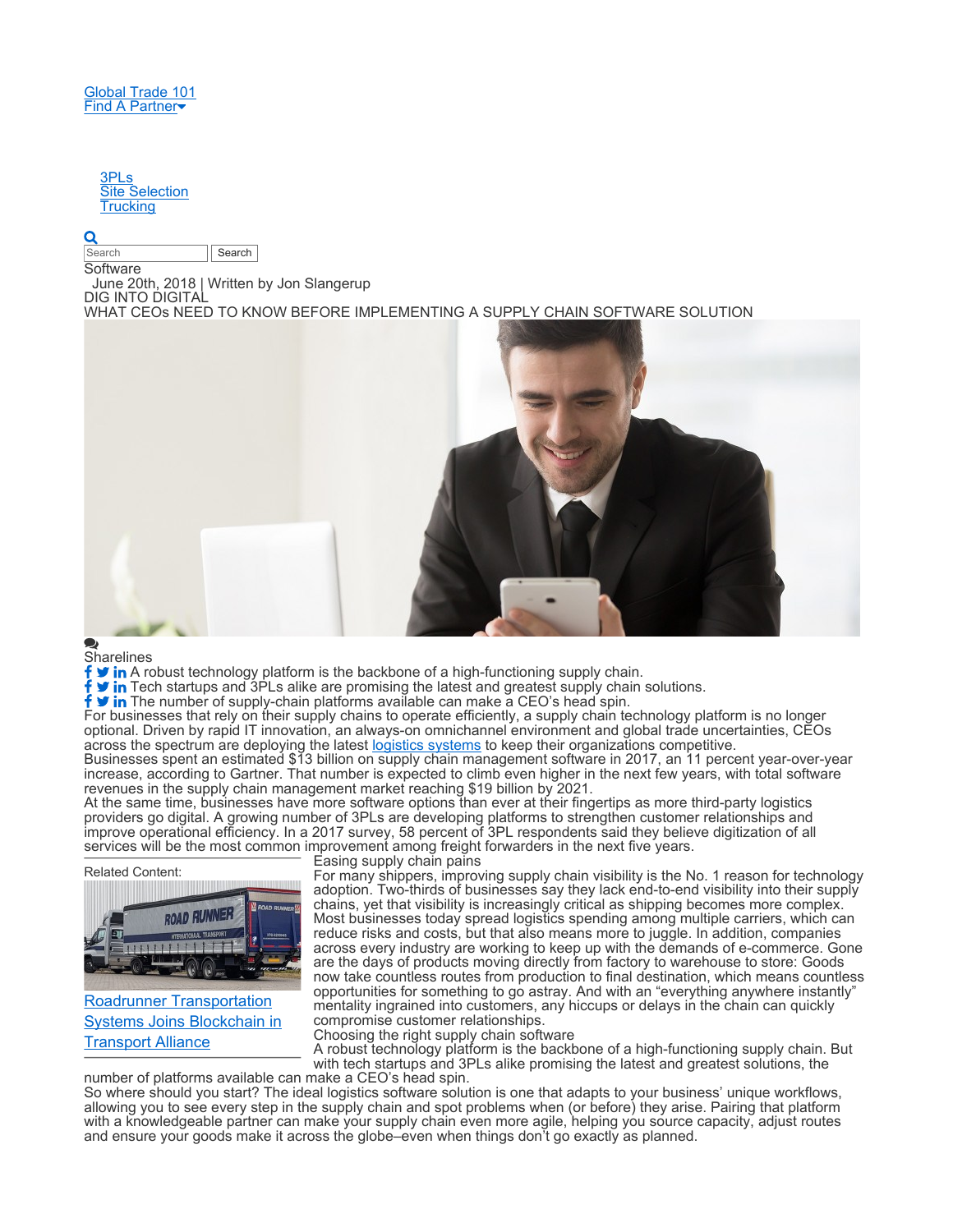[Global Trade 101](#)
[Find A Partner](#)

[3PLs](#)
[Site Selection](#)
[Trucking](#)

Search | Search

Software

June 20th, 2018 | Written by Jon Slangerup

DIG INTO DIGITAL

# WHAT CEOs NEED TO KNOW BEFORE IMPLEMENTING A SUPPLY CHAIN SOFTWARE SOLUTION

Sharelines

- A robust technology platform is the backbone of a high-functioning supply chain.
- Tech startups and 3PLs alike are promising the latest and greatest supply chain solutions.
- The number of supply-chain platforms available can make a CEO's head spin.

For businesses that rely on their supply chains to operate efficiently, a supply chain technology platform is no longer optional. Driven by rapid IT innovation, an always-on omnichannel environment and global trade uncertainties, CEOs across the spectrum are deploying the latest [logistics systems](#) to keep their organizations competitive.

Businesses spent an estimated $13 billion on supply chain management software in 2017, an 11 percent year-over-year increase, according to Gartner. That number is expected to climb even higher in the next few years, with total software revenues in the supply chain management market reaching $19 billion by 2021.

At the same time, businesses have more software options than ever at their fingertips as more third-party logistics providers go digital. A growing number of 3PLs are developing platforms to strengthen customer relationships and improve operational efficiency. In a 2017 survey, 58 percent of 3PL respondents said they believe digitization of all services will be the most common improvement among freight forwarders in the next five years.

Related Content:

[Roadrunner Transportation Systems Joins Blockchain in Transport Alliance](#)

## Easing supply chain pains

For many shippers, improving supply chain visibility is the No. 1 reason for technology adoption. Two-thirds of businesses say they lack end-to-end visibility into their supply chains, yet that visibility is increasingly critical as shipping becomes more complex. Most businesses today spread logistics spending among multiple carriers, which can reduce risks and costs, but that also means more to juggle. In addition, companies across every industry are working to keep up with the demands of e-commerce. Gone are the days of products moving directly from factory to warehouse to store: Goods now take countless routes from production to final destination, which means countless opportunities for something to go astray. And with an "everything anywhere instantly" mentality ingrained into customers, any hiccups or delays in the chain can quickly compromise customer relationships.

## Choosing the right supply chain software

A robust technology platform is the backbone of a high-functioning supply chain. But with tech startups and 3PLs alike promising the latest and greatest solutions, the number of platforms available can make a CEO's head spin.

So where should you start? The ideal logistics software solution is one that adapts to your business' unique workflows, allowing you to see every step in the supply chain and spot problems when (or before) they arise. Pairing that platform with a knowledgeable partner can make your supply chain even more agile, helping you source capacity, adjust routes and ensure your goods make it across the globe–even when things don't go exactly as planned.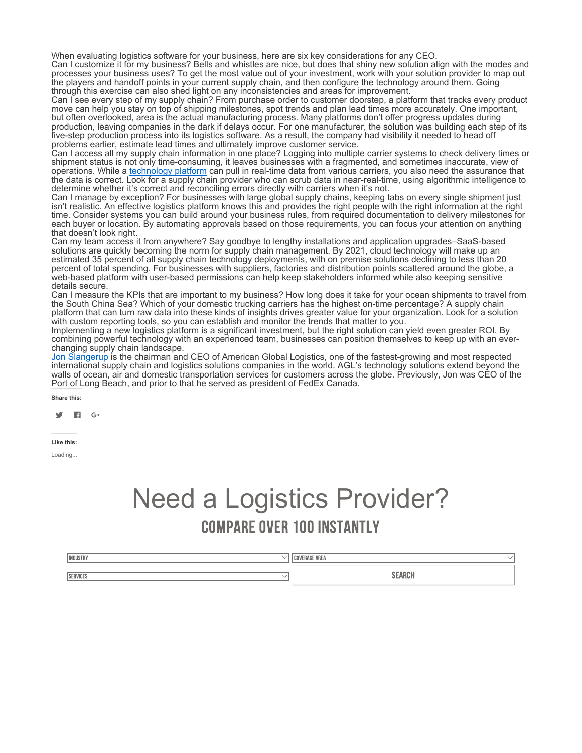When evaluating logistics software for your business, here are six key considerations for any CEO.

Can I customize it for my business? Bells and whistles are nice, but does that shiny new solution align with the modes and processes your business uses? To get the most value out of your investment, work with your solution provider to map out the players and handoff points in your current supply chain, and then configure the technology around them. Going through this exercise can also shed light on any inconsistencies and areas for improvement.

Can I see every step of my supply chain? From purchase order to customer doorstep, a platform that tracks every product move can help you stay on top of shipping milestones, spot trends and plan lead times more accurately. One important, but often overlooked, area is the actual manufacturing process. Many platforms don't offer progress updates during production, leaving companies in the dark if delays occur. For one manufacturer, the solution was building each step of its five-step production process into its logistics software. As a result, the company had visibility it needed to head off problems earlier, estimate lead times and ultimately improve customer service.

Can I access all my supply chain information in one place? Logging into multiple carrier systems to check delivery times or shipment status is not only time-consuming, it leaves businesses with a fragmented, and sometimes inaccurate, view of operations. While a technology platform can pull in real-time data from various carriers, you also need the assurance that the data is correct. Look for a supply chain provider who can scrub data in near-real-time, using algorithmic intelligence to determine whether it's correct and reconciling errors directly with carriers when it's not.

Can I manage by exception? For businesses with large global supply chains, keeping tabs on every single shipment just isn't realistic. An effective logistics platform knows this and provides the right people with the right information at the right time. Consider systems you can build around your business rules, from required documentation to delivery milestones for each buyer or location. By automating approvals based on those requirements, you can focus your attention on anything that doesn't look right.

Can my team access it from anywhere? Say goodbye to lengthy installations and application upgrades–SaaS-based solutions are quickly becoming the norm for supply chain management. By 2021, cloud technology will make up an estimated 35 percent of all supply chain technology deployments, with on premise solutions declining to less than 20 percent of total spending. For businesses with suppliers, factories and distribution points scattered around the globe, a web-based platform with user-based permissions can help keep stakeholders informed while also keeping sensitive details secure.

Can I measure the KPIs that are important to my business? How long does it take for your ocean shipments to travel from the South China Sea? Which of your domestic trucking carriers has the highest on-time percentage? A supply chain platform that can turn raw data into these kinds of insights drives greater value for your organization. Look for a solution with custom reporting tools, so you can establish and monitor the trends that matter to you.

Implementing a new logistics platform is a significant investment, but the right solution can yield even greater ROI. By combining powerful technology with an experienced team, businesses can position themselves to keep up with an ever-changing supply chain landscape.

Jon Slangerup is the chairman and CEO of American Global Logistics, one of the fastest-growing and most respected international supply chain and logistics solutions companies in the world. AGL's technology solutions extend beyond the walls of ocean, air and domestic transportation services for customers across the globe. Previously, Jon was CEO of the Port of Long Beach, and prior to that he served as president of FedEx Canada.

**Share this:**

**Like this:**

Loading...

# Need a Logistics Provider?

## COMPARE OVER 100 INSTANTLY

INDUSTRY

COVERAGE AREA

SERVICES

SEARCH